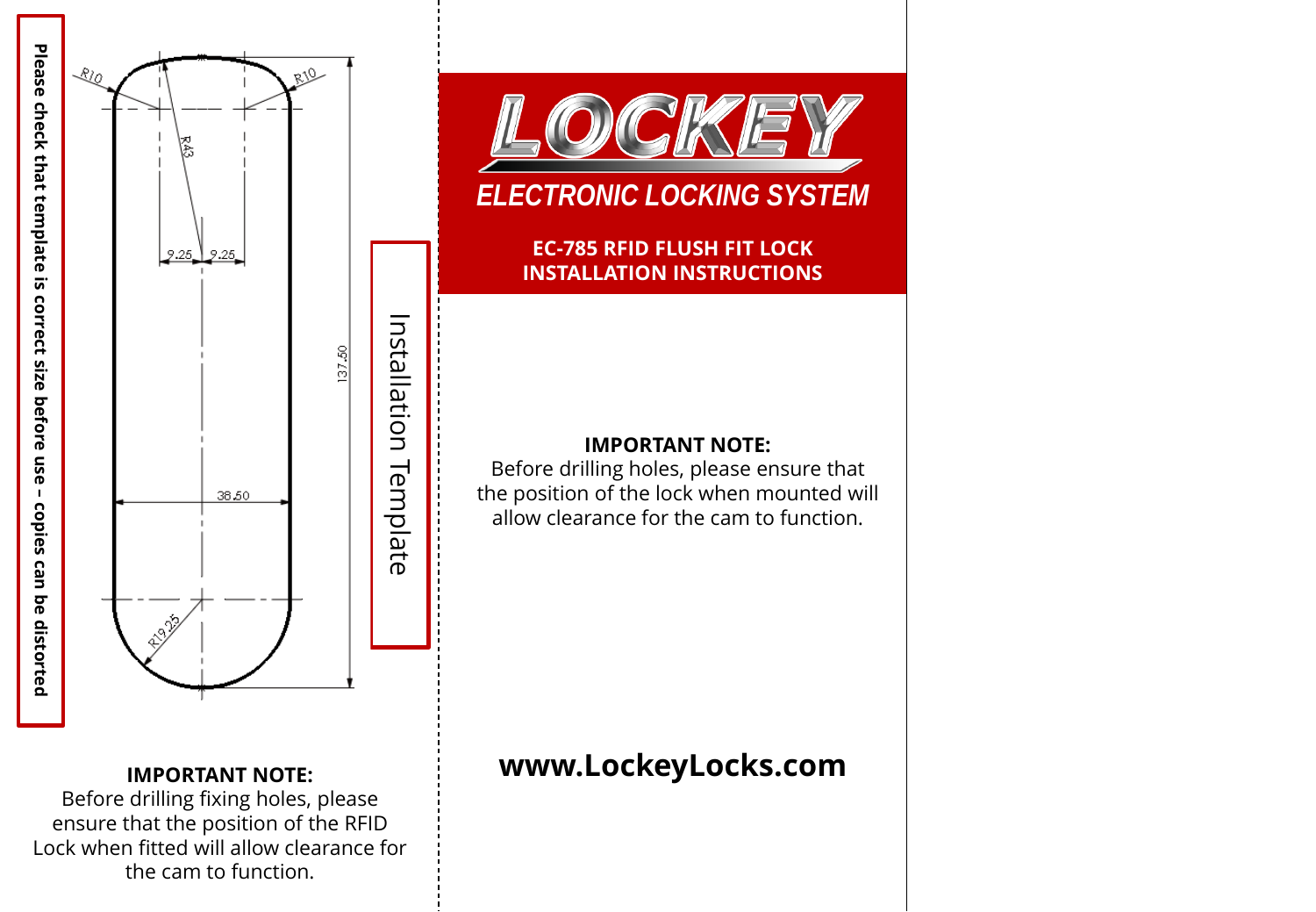**Please check that template is correct size before use – copies can be distorted**

R10

R10

R43

9.25 9.25

137.50

38.50

R19.25

Installation Template

**IMPORTANT NOTE:**
Before drilling fixing holes, please ensure that the position of the RFID Lock when fitted will allow clearance for the cam to function.

# LOCKEY

## *ELECTRONIC LOCKING SYSTEM*

**EC-785 RFID FLUSH FIT LOCK INSTALLATION INSTRUCTIONS**

**IMPORTANT NOTE:**
Before drilling holes, please ensure that the position of the lock when mounted will allow clearance for the cam to function.

**www.LockeyLocks.com**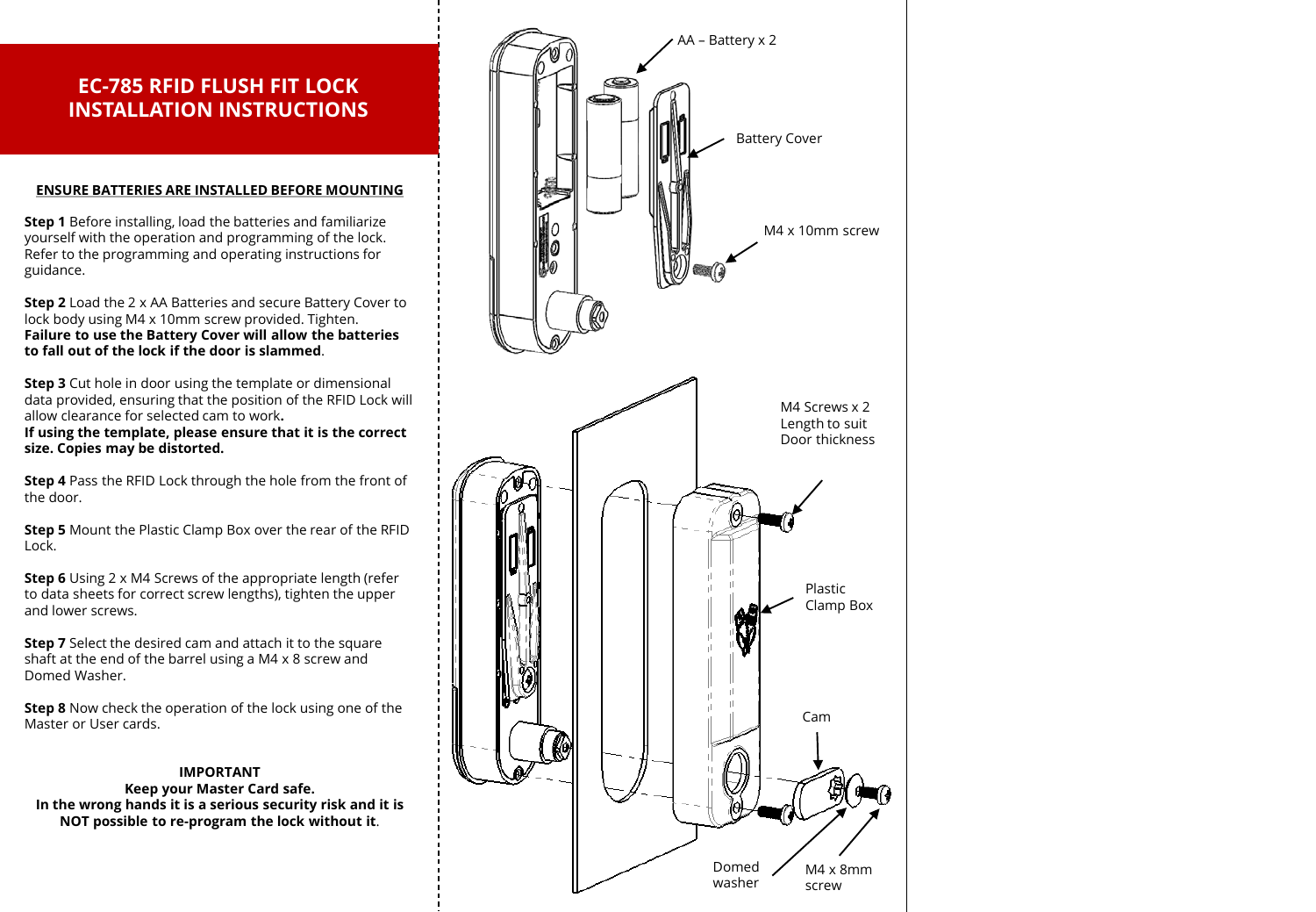# EC-785 RFID FLUSH FIT LOCK INSTALLATION INSTRUCTIONS

**ENSURE BATTERIES ARE INSTALLED BEFORE MOUNTING**

**Step 1** Before installing, load the batteries and familiarize yourself with the operation and programming of the lock. Refer to the programming and operating instructions for guidance.

**Step 2** Load the 2 x AA Batteries and secure Battery Cover to lock body using M4 x 10mm screw provided. Tighten. **Failure to use the Battery Cover will allow the batteries to fall out of the lock if the door is slammed**.

**Step 3** Cut hole in door using the template or dimensional data provided, ensuring that the position of the RFID Lock will allow clearance for selected cam to work**.**
**If using the template, please ensure that it is the correct size. Copies may be distorted.**

**Step 4** Pass the RFID Lock through the hole from the front of the door.

**Step 5** Mount the Plastic Clamp Box over the rear of the RFID Lock.

**Step 6** Using 2 x M4 Screws of the appropriate length (refer to data sheets for correct screw lengths), tighten the upper and lower screws.

**Step 7** Select the desired cam and attach it to the square shaft at the end of the barrel using a M4 x 8 screw and Domed Washer.

**Step 8** Now check the operation of the lock using one of the Master or User cards.

**IMPORTANT**
**Keep your Master Card safe.**
**In the wrong hands it is a serious security risk and it is NOT possible to re-program the lock without it**.

AA – Battery x 2

Battery Cover

M4 x 10mm screw

M4 Screws x 2
Length to suit
Door thickness

Plastic
Clamp Box

Cam

Domed
washer

M4 x 8mm
screw